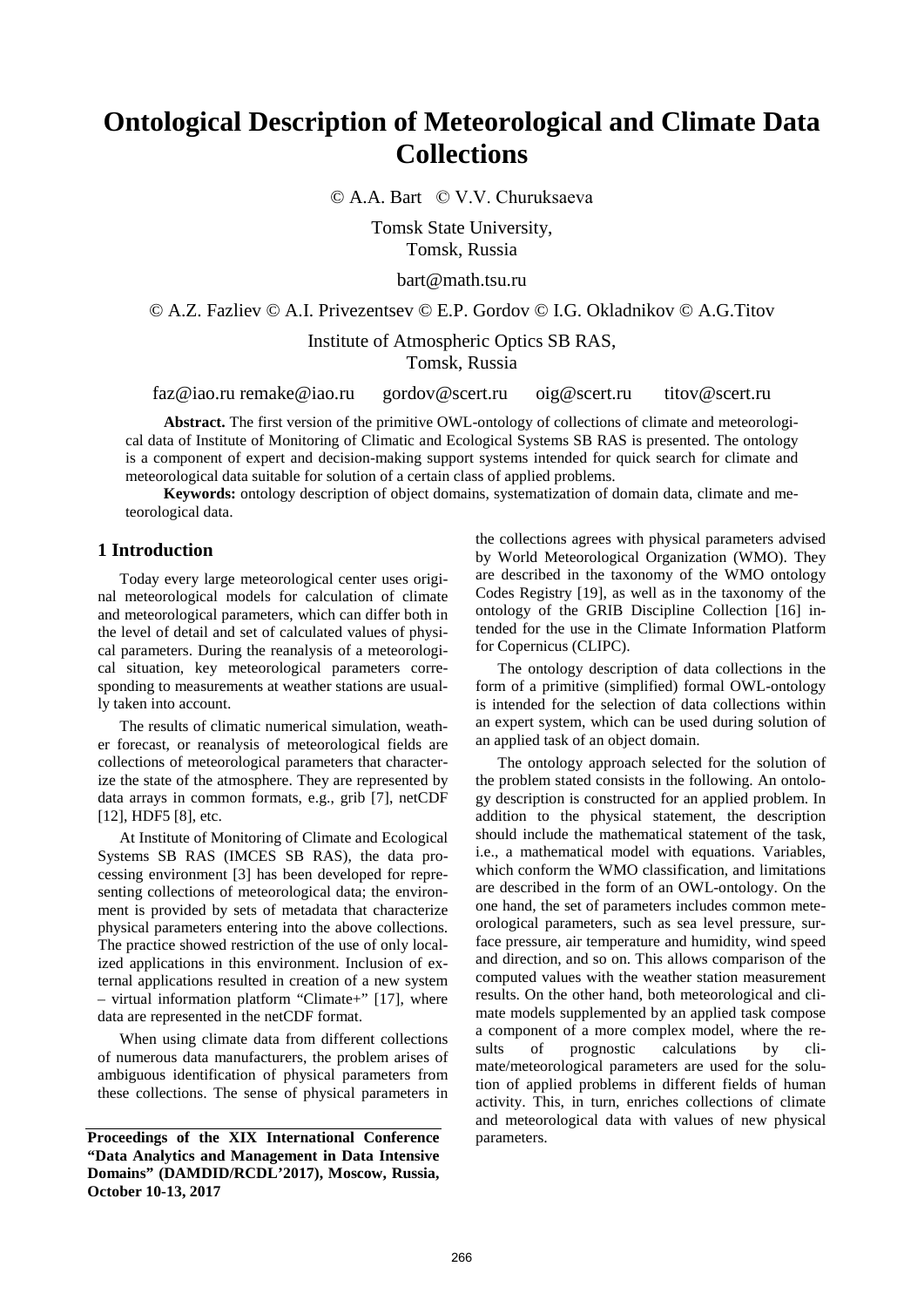# Ontological Description of Meteorological and Climate Data Collections

© A.A. Bart © V.V. Churuksaeva

Tomsk State University,
Tomsk, Russia

bart@math.tsu.ru

© A.Z. Fazliev © A.I. Privezentsev © E.P. Gordov © I.G. Okladnikov © A.G.Titov

Institute of Atmospheric Optics SB RAS,
Tomsk, Russia

faz@iao.ru remake@iao.ru gordov@scert.ru oig@scert.ru titov@scert.ru

**Abstract.** The first version of the primitive OWL-ontology of collections of climate and meteorological data of Institute of Monitoring of Climatic and Ecological Systems SB RAS is presented. The ontology is a component of expert and decision-making support systems intended for quick search for climate and meteorological data suitable for solution of a certain class of applied problems.

**Keywords:** ontology description of object domains, systematization of domain data, climate and meteorological data.

## 1 Introduction

Today every large meteorological center uses original meteorological models for calculation of climate and meteorological parameters, which can differ both in the level of detail and set of calculated values of physical parameters. During the reanalysis of a meteorological situation, key meteorological parameters corresponding to measurements at weather stations are usually taken into account.

The results of climatic numerical simulation, weather forecast, or reanalysis of meteorological fields are collections of meteorological parameters that characterize the state of the atmosphere. They are represented by data arrays in common formats, e.g., grib [7], netCDF [12], HDF5 [8], etc.

At Institute of Monitoring of Climate and Ecological Systems SB RAS (IMCES SB RAS), the data processing environment [3] has been developed for representing collections of meteorological data; the environment is provided by sets of metadata that characterize physical parameters entering into the above collections. The practice showed restriction of the use of only localized applications in this environment. Inclusion of external applications resulted in creation of a new system – virtual information platform "Climate+" [17], where data are represented in the netCDF format.

When using climate data from different collections of numerous data manufacturers, the problem arises of ambiguous identification of physical parameters from these collections. The sense of physical parameters in the collections agrees with physical parameters advised by World Meteorological Organization (WMO). They are described in the taxonomy of the WMO ontology Codes Registry [19], as well as in the taxonomy of the ontology of the GRIB Discipline Collection [16] intended for the use in the Climate Information Platform for Copernicus (CLIPC).

The ontology description of data collections in the form of a primitive (simplified) formal OWL-ontology is intended for the selection of data collections within an expert system, which can be used during solution of an applied task of an object domain.

The ontology approach selected for the solution of the problem stated consists in the following. An ontology description is constructed for an applied problem. In addition to the physical statement, the description should include the mathematical statement of the task, i.e., a mathematical model with equations. Variables, which conform the WMO classification, and limitations are described in the form of an OWL-ontology. On the one hand, the set of parameters includes common meteorological parameters, such as sea level pressure, surface pressure, air temperature and humidity, wind speed and direction, and so on. This allows comparison of the computed values with the weather station measurement results. On the other hand, both meteorological and climate models supplemented by an applied task compose a component of a more complex model, where the results of prognostic calculations by climate/meteorological parameters are used for the solution of applied problems in different fields of human activity. This, in turn, enriches collections of climate and meteorological data with values of new physical parameters.

**Proceedings of the XIX International Conference "Data Analytics and Management in Data Intensive Domains" (DAMDID/RCDL'2017), Moscow, Russia, October 10-13, 2017**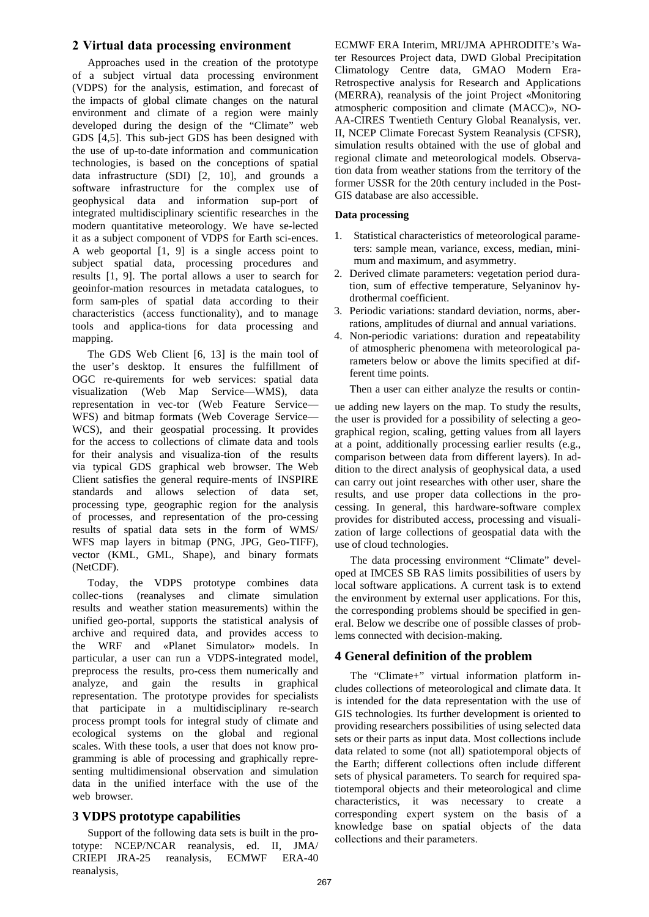## 2 Virtual data processing environment

Approaches used in the creation of the prototype of a subject virtual data processing environment (VDPS) for the analysis, estimation, and forecast of the impacts of global climate changes on the natural environment and climate of a region were mainly developed during the design of the "Climate" web GDS [4,5]. This sub-ject GDS has been designed with the use of up-to-date information and communication technologies, is based on the conceptions of spatial data infrastructure (SDI) [2, 10], and grounds a software infrastructure for the complex use of geophysical data and information sup-port of integrated multidisciplinary scientific researches in the modern quantitative meteorology. We have se-lected it as a subject component of VDPS for Earth sci-ences. A web geoportal [1, 9] is a single access point to subject spatial data, processing procedures and results [1, 9]. The portal allows a user to search for geoinfor-mation resources in metadata catalogues, to form sam-ples of spatial data according to their characteristics (access functionality), and to manage tools and applica-tions for data processing and mapping.

The GDS Web Client [6, 13] is the main tool of the user's desktop. It ensures the fulfillment of OGC re-quirements for web services: spatial data visualization (Web Map Service—WMS), data representation in vec-tor (Web Feature Service—WFS) and bitmap formats (Web Coverage Service—WCS), and their geospatial processing. It provides for the access to collections of climate data and tools for their analysis and visualiza-tion of the results via typical GDS graphical web browser. The Web Client satisfies the general require-ments of INSPIRE standards and allows selection of data set, processing type, geographic region for the analysis of processes, and representation of the pro-cessing results of spatial data sets in the form of WMS/ WFS map layers in bitmap (PNG, JPG, Geo-TIFF), vector (KML, GML, Shape), and binary formats (NetCDF).

Today, the VDPS prototype combines data collec-tions (reanalyses and climate simulation results and weather station measurements) within the unified geo-portal, supports the statistical analysis of archive and required data, and provides access to the WRF and «Planet Simulator» models. In particular, a user can run a VDPS-integrated model, preprocess the results, pro-cess them numerically and analyze, and gain the results in graphical representation. The prototype provides for specialists that participate in a multidisciplinary re-search process prompt tools for integral study of climate and ecological systems on the global and regional scales. With these tools, a user that does not know pro-gramming is able of processing and graphically repre-senting multidimensional observation and simulation data in the unified interface with the use of the web browser.

## 3 VDPS prototype capabilities

Support of the following data sets is built in the pro-totype: NCEP/NCAR reanalysis, ed. II, JMA/ CRIEPI JRA-25 reanalysis, ECMWF ERA-40 reanalysis, ECMWF ERA Interim, MRI/JMA APHRODITE's Wa-ter Resources Project data, DWD Global Precipitation Climatology Centre data, GMAO Modern Era-Retrospective analysis for Research and Applications (MERRA), reanalysis of the joint Project «Monitoring atmospheric composition and climate (MACC)», NO-AA-CIRES Twentieth Century Global Reanalysis, ver. II, NCEP Climate Forecast System Reanalysis (CFSR), simulation results obtained with the use of global and regional climate and meteorological models. Observa-tion data from weather stations from the territory of the former USSR for the 20th century included in the Post-GIS database are also accessible.

**Data processing**

1. Statistical characteristics of meteorological parame-ters: sample mean, variance, excess, median, mini-mum and maximum, and asymmetry.
2. Derived climate parameters: vegetation period dura-tion, sum of effective temperature, Selyaninov hy-drothermal coefficient.
3. Periodic variations: standard deviation, norms, aber-rations, amplitudes of diurnal and annual variations.
4. Non-periodic variations: duration and repeatability of atmospheric phenomena with meteorological pa-rameters below or above the limits specified at dif-ferent time points.

Then a user can either analyze the results or contin-ue adding new layers on the map. To study the results, the user is provided for a possibility of selecting a geo-graphical region, scaling, getting values from all layers at a point, additionally processing earlier results (e.g., comparison between data from different layers). In ad-dition to the direct analysis of geophysical data, a used can carry out joint researches with other user, share the results, and use proper data collections in the pro-cessing. In general, this hardware-software complex provides for distributed access, processing and visuali-zation of large collections of geospatial data with the use of cloud technologies.

The data processing environment "Climate" devel-oped at IMCES SB RAS limits possibilities of users by local software applications. A current task is to extend the environment by external user applications. For this, the corresponding problems should be specified in gen-eral. Below we describe one of possible classes of prob-lems connected with decision-making.

## 4 General definition of the problem

The "Climate+" virtual information platform in-cludes collections of meteorological and climate data. It is intended for the data representation with the use of GIS technologies. Its further development is oriented to providing researchers possibilities of using selected data sets or their parts as input data. Most collections include data related to some (not all) spatiotemporal objects of the Earth; different collections often include different sets of physical parameters. To search for required spa-tiotemporal objects and their meteorological and clime characteristics, it was necessary to create a corresponding expert system on the basis of a knowledge base on spatial objects of the data collections and their parameters.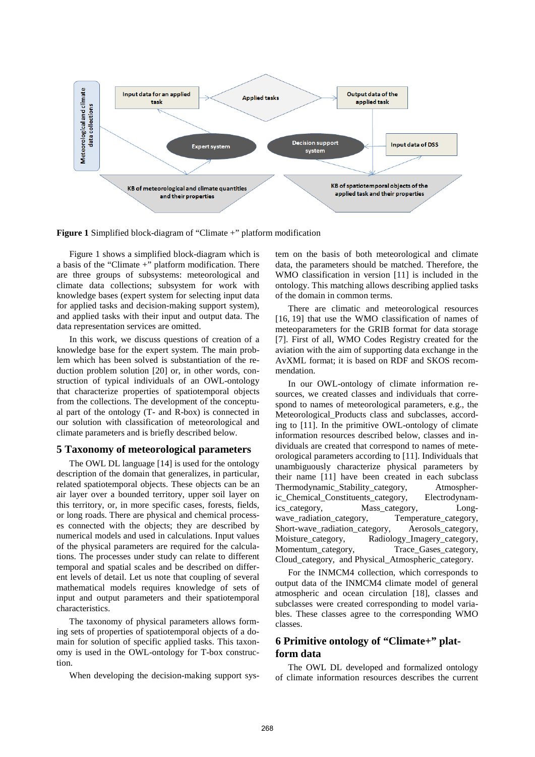**Figure 1** Simplified block-diagram of “Climate +” platform modification

Figure 1 shows a simplified block-diagram which is a basis of the “Climate +” platform modification. There are three groups of subsystems: meteorological and climate data collections; subsystem for work with knowledge bases (expert system for selecting input data for applied tasks and decision-making support system), and applied tasks with their input and output data. The data representation services are omitted.

In this work, we discuss questions of creation of a knowledge base for the expert system. The main problem which has been solved is substantiation of the reduction problem solution [20] or, in other words, construction of typical individuals of an OWL-ontology that characterize properties of spatiotemporal objects from the collections. The development of the conceptual part of the ontology (T- and R-box) is connected in our solution with classification of meteorological and climate parameters and is briefly described below.

## 5 Taxonomy of meteorological parameters

The OWL DL language [14] is used for the ontology description of the domain that generalizes, in particular, related spatiotemporal objects. These objects can be an air layer over a bounded territory, upper soil layer on this territory, or, in more specific cases, forests, fields, or long roads. There are physical and chemical processes that are connected with the objects; they are described by numerical models and used in calculations. Input values of the physical parameters are required for the calculations. The processes under study can relate to different temporal and spatial scales and be described on different levels of detail. Let us note that coupling of several mathematical models requires knowledge of sets of input and output parameters and their spatiotemporal characteristics.

The taxonomy of physical parameters allows forming sets of properties of spatiotemporal objects of a domain for solution of specific applied tasks. This taxonomy is used in the OWL-ontology for T-box construction.

When developing the decision-making support system on the basis of both meteorological and climate data, the parameters should be matched. Therefore, the WMO classification in version [11] is included in the ontology. This matching allows describing applied tasks of the domain in common terms.

There are climatic and meteorological resources [16, 19] that use the WMO classification of names of meteoparameters for the GRIB format for data storage [7]. First of all, WMO Codes Registry created for the aviation with the aim of supporting data exchange in the AvXML format; it is based on RDF and SKOS recommendation.

In our OWL-ontology of climate information resources, we created classes and individuals that correspond to names of meteorological parameters, e.g., the Meteorological_Products class and subclasses, according to [11]. In the primitive OWL-ontology of climate information resources described below, classes and individuals are created that correspond to names of meteorological parameters according to [11]. Individuals that unambiguously characterize physical parameters by their name [11] have been created in each subclass Thermodynamic_Stability_category, Atmospheric_Chemical_Constituents_category, Electrodynamics_category, Mass_category, Long-wave_radiation_category, Temperature_category, Short-wave_radiation_category, Aerosols_category, Moisture_category, Radiology_Imagery_category, Momentum_category, Trace_Gases_category, Cloud_category, and Physical_Atmospheric_category.

For the INMCM4 collection, which corresponds to output data of the INMCM4 climate model of general atmospheric and ocean circulation [18], classes and subclasses were created corresponding to model variables. These classes agree to the corresponding WMO classes.

## 6 Primitive ontology of “Climate+” platform data

The OWL DL developed and formalized ontology of climate information resources describes the current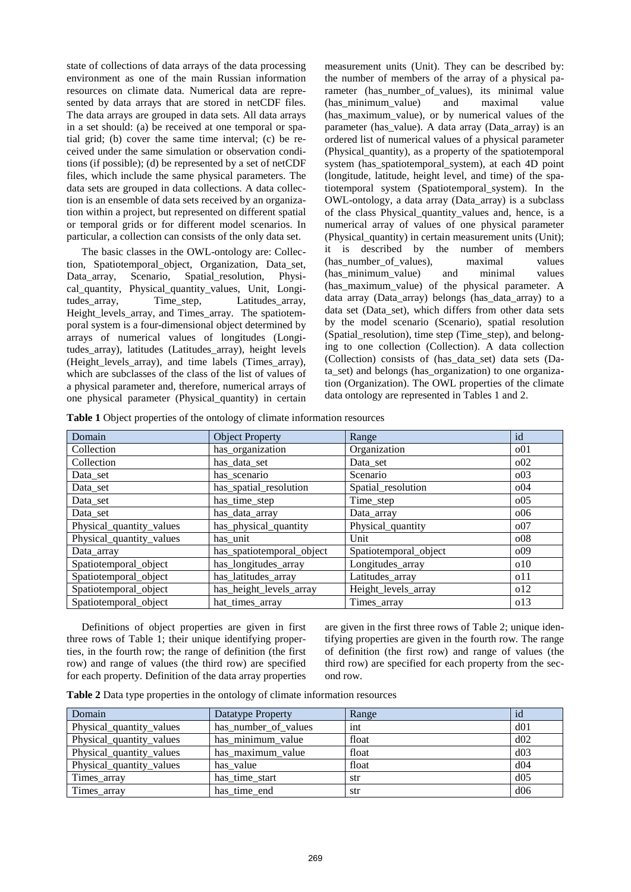state of collections of data arrays of the data processing environment as one of the main Russian information resources on climate data. Numerical data are represented by data arrays that are stored in netCDF files. The data arrays are grouped in data sets. All data arrays in a set should: (a) be received at one temporal or spatial grid; (b) cover the same time interval; (c) be received under the same simulation or observation conditions (if possible); (d) be represented by a set of netCDF files, which include the same physical parameters. The data sets are grouped in data collections. A data collection is an ensemble of data sets received by an organization within a project, but represented on different spatial or temporal grids or for different model scenarios. In particular, a collection can consists of the only data set.

The basic classes in the OWL-ontology are: Collection, Spatiotemporal_object, Organization, Data_set, Data_array, Scenario, Spatial_resolution, Physical_quantity, Physical_quantity_values, Unit, Longitudes_array, Time_step, Latitudes_array, Height_levels_array, and Times_array. The spatiotemporal system is a four-dimensional object determined by arrays of numerical values of longitudes (Longitudes_array), latitudes (Latitudes_array), height levels (Height_levels_array), and time labels (Times_array), which are subclasses of the class of the list of values of a physical parameter and, therefore, numerical arrays of one physical parameter (Physical_quantity) in certain measurement units (Unit). They can be described by: the number of members of the array of a physical parameter (has_number_of_values), its minimal value (has_minimum_value) and maximal value (has_maximum_value), or by numerical values of the parameter (has_value). A data array (Data_array) is an ordered list of numerical values of a physical parameter (Physical_quantity), as a property of the spatiotemporal system (has_spatiotemporal_system), at each 4D point (longitude, latitude, height level, and time) of the spatiotemporal system (Spatiotemporal_system). In the OWL-ontology, a data array (Data_array) is a subclass of the class Physical_quantity_values and, hence, is a numerical array of values of one physical parameter (Physical_quantity) in certain measurement units (Unit); it is described by the number of members (has_number_of_values), maximal values (has_minimum_value) and minimal values (has_maximum_value) of the physical parameter. A data array (Data_array) belongs (has_data_array) to a data set (Data_set), which differs from other data sets by the model scenario (Scenario), spatial resolution (Spatial_resolution), time step (Time_step), and belonging to one collection (Collection). A data collection (Collection) consists of (has_data_set) data sets (Data_set) and belongs (has_organization) to one organization (Organization). The OWL properties of the climate data ontology are represented in Tables 1 and 2.

**Table 1** Object properties of the ontology of climate information resources

| Domain | Object Property | Range | id |
|---|---|---|---|
| Collection | has_organization | Organization | o01 |
| Collection | has_data_set | Data_set | o02 |
| Data_set | has_scenario | Scenario | o03 |
| Data_set | has_spatial_resolution | Spatial_resolution | o04 |
| Data_set | has_time_step | Time_step | o05 |
| Data_set | has_data_array | Data_array | o06 |
| Physical_quantity_values | has_physical_quantity | Physical_quantity | o07 |
| Physical_quantity_values | has_unit | Unit | o08 |
| Data_array | has_spatiotemporal_object | Spatiotemporal_object | o09 |
| Spatiotemporal_object | has_longitudes_array | Longitudes_array | o10 |
| Spatiotemporal_object | has_latitudes_array | Latitudes_array | o11 |
| Spatiotemporal_object | has_height_levels_array | Height_levels_array | o12 |
| Spatiotemporal_object | hat_times_array | Times_array | o13 |

Definitions of object properties are given in first three rows of Table 1; their unique identifying properties, in the fourth row; the range of definition (the first row) and range of values (the third row) are specified for each property. Definition of the data array properties are given in the first three rows of Table 2; unique identifying properties are given in the fourth row. The range of definition (the first row) and range of values (the third row) are specified for each property from the second row.

**Table 2** Data type properties in the ontology of climate information resources

| Domain | Datatype Property | Range | id |
|---|---|---|---|
| Physical_quantity_values | has_number_of_values | int | d01 |
| Physical_quantity_values | has_minimum_value | float | d02 |
| Physical_quantity_values | has_maximum_value | float | d03 |
| Physical_quantity_values | has_value | float | d04 |
| Times_array | has_time_start | str | d05 |
| Times_array | has_time_end | str | d06 |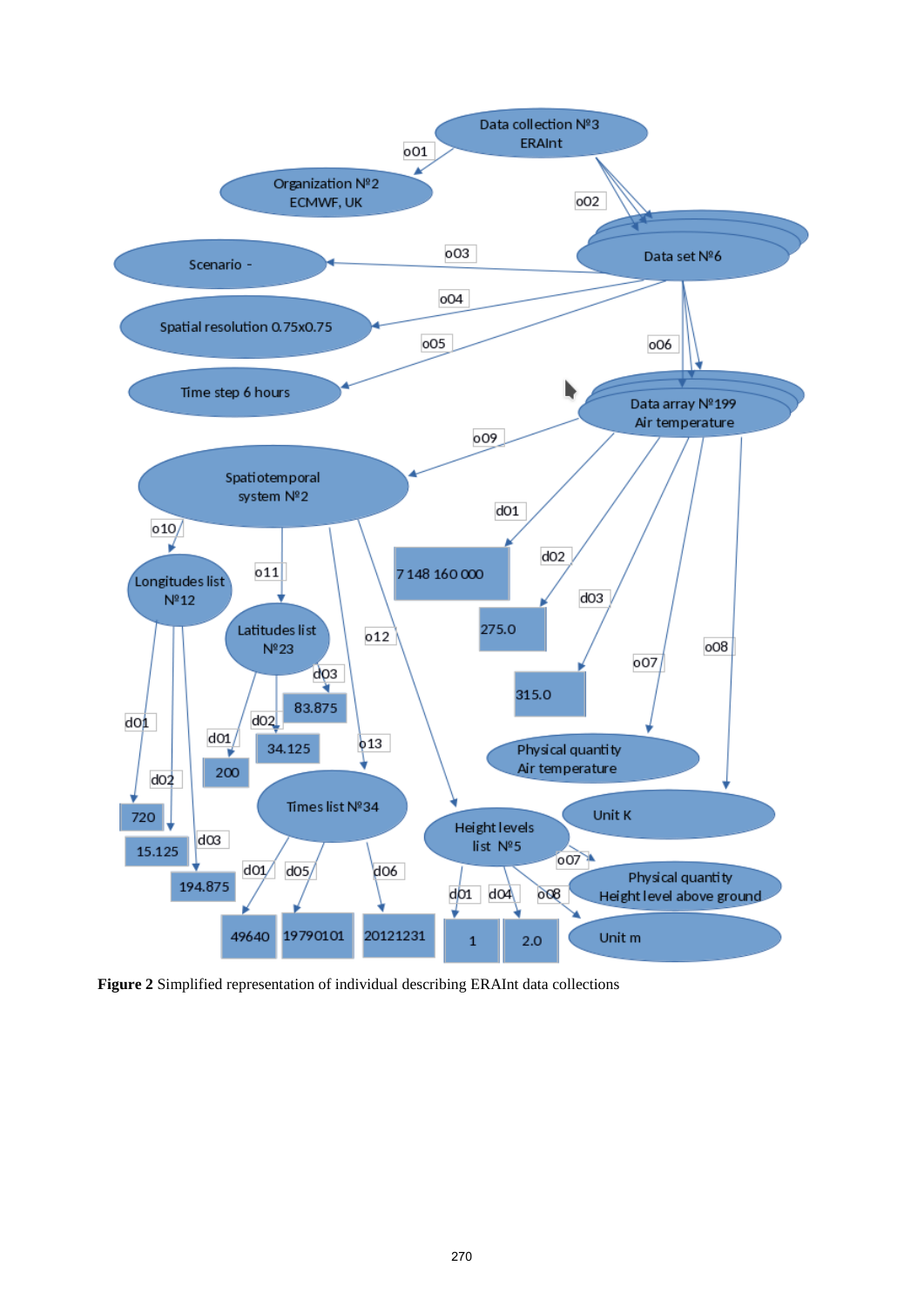Figure 2 Simplified representation of individual describing ERAInt data collections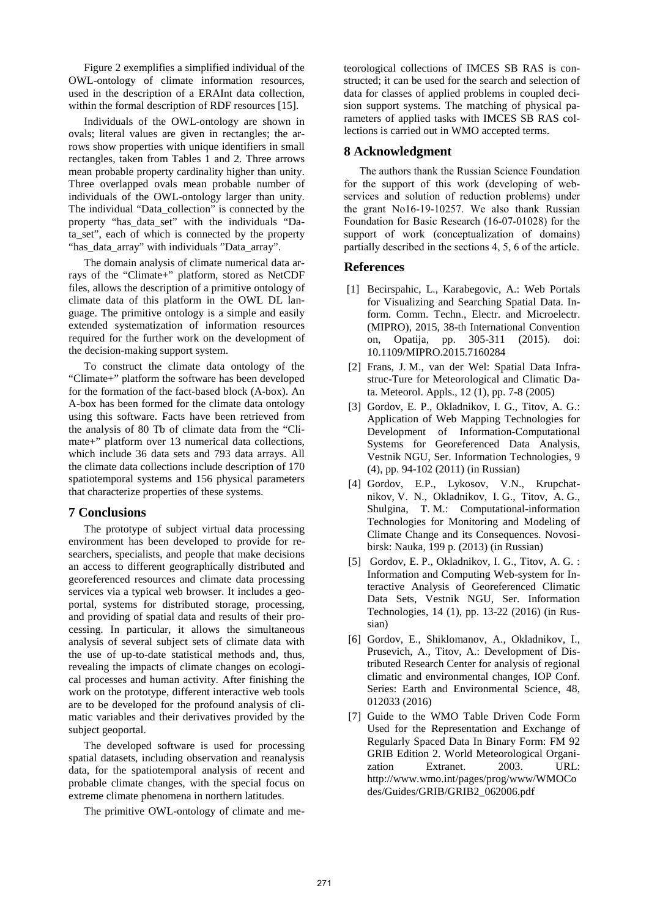Figure 2 exemplifies a simplified individual of the OWL-ontology of climate information resources, used in the description of a ERAInt data collection, within the formal description of RDF resources [15].

Individuals of the OWL-ontology are shown in ovals; literal values are given in rectangles; the arrows show properties with unique identifiers in small rectangles, taken from Tables 1 and 2. Three arrows mean probable property cardinality higher than unity. Three overlapped ovals mean probable number of individuals of the OWL-ontology larger than unity. The individual "Data_collection" is connected by the property "has_data_set" with the individuals "Data_set", each of which is connected by the property "has_data_array" with individuals "Data_array".

The domain analysis of climate numerical data arrays of the "Climate+" platform, stored as NetCDF files, allows the description of a primitive ontology of climate data of this platform in the OWL DL language. The primitive ontology is a simple and easily extended systematization of information resources required for the further work on the development of the decision-making support system.

To construct the climate data ontology of the "Climate+" platform the software has been developed for the formation of the fact-based block (A-box). An A-box has been formed for the climate data ontology using this software. Facts have been retrieved from the analysis of 80 Tb of climate data from the "Climate+" platform over 13 numerical data collections, which include 36 data sets and 793 data arrays. All the climate data collections include description of 170 spatiotemporal systems and 156 physical parameters that characterize properties of these systems.

## 7 Conclusions

The prototype of subject virtual data processing environment has been developed to provide for researchers, specialists, and people that make decisions an access to different geographically distributed and georeferenced resources and climate data processing services via a typical web browser. It includes a geoportal, systems for distributed storage, processing, and providing of spatial data and results of their processing. In particular, it allows the simultaneous analysis of several subject sets of climate data with the use of up-to-date statistical methods and, thus, revealing the impacts of climate changes on ecological processes and human activity. After finishing the work on the prototype, different interactive web tools are to be developed for the profound analysis of climatic variables and their derivatives provided by the subject geoportal.

The developed software is used for processing spatial datasets, including observation and reanalysis data, for the spatiotemporal analysis of recent and probable climate changes, with the special focus on extreme climate phenomena in northern latitudes.

The primitive OWL-ontology of climate and meteorological collections of IMCES SB RAS is constructed; it can be used for the search and selection of data for classes of applied problems in coupled decision support systems. The matching of physical parameters of applied tasks with IMCES SB RAS collections is carried out in WMO accepted terms.

## 8 Acknowledgment

The authors thank the Russian Science Foundation for the support of this work (developing of web-services and solution of reduction problems) under the grant No16-19-10257. We also thank Russian Foundation for Basic Research (16-07-01028) for the support of work (conceptualization of domains) partially described in the sections 4, 5, 6 of the article.

## References

[1] Becirspahic, L., Karabegovic, A.: Web Portals for Visualizing and Searching Spatial Data. Inform. Comm. Techn., Electr. and Microelectr. (MIPRO), 2015, 38-th International Convention on, Opatija, pp. 305-311 (2015). doi: 10.1109/MIPRO.2015.7160284

[2] Frans, J. M., van der Wel: Spatial Data Infrastruc-Ture for Meteorological and Climatic Data. Meteorol. Appls., 12 (1), pp. 7-8 (2005)

[3] Gordov, E. P., Okladnikov, I. G., Titov, A. G.: Application of Web Mapping Technologies for Development of Information-Computational Systems for Georeferenced Data Analysis, Vestnik NGU, Ser. Information Technologies, 9 (4), pp. 94-102 (2011) (in Russian)

[4] Gordov, E.P., Lykosov, V.N., Krupchatnikov, V. N., Okladnikov, I. G., Titov, A. G., Shulgina, T. M.: Computational-information Technologies for Monitoring and Modeling of Climate Change and its Consequences. Novosibirsk: Nauka, 199 p. (2013) (in Russian)

[5] Gordov, E. P., Okladnikov, I. G., Titov, A. G. : Information and Computing Web-system for Interactive Analysis of Georeferenced Climatic Data Sets, Vestnik NGU, Ser. Information Technologies, 14 (1), pp. 13-22 (2016) (in Russian)

[6] Gordov, E., Shiklomanov, A., Okladnikov, I., Prusevich, A., Titov, A.: Development of Distributed Research Center for analysis of regional climatic and environmental changes, IOP Conf. Series: Earth and Environmental Science, 48, 012033 (2016)

[7] Guide to the WMO Table Driven Code Form Used for the Representation and Exchange of Regularly Spaced Data In Binary Form: FM 92 GRIB Edition 2. World Meteorological Organization Extranet. 2003. URL: http://www.wmo.int/pages/prog/www/WMOCodes/Guides/GRIB/GRIB2_062006.pdf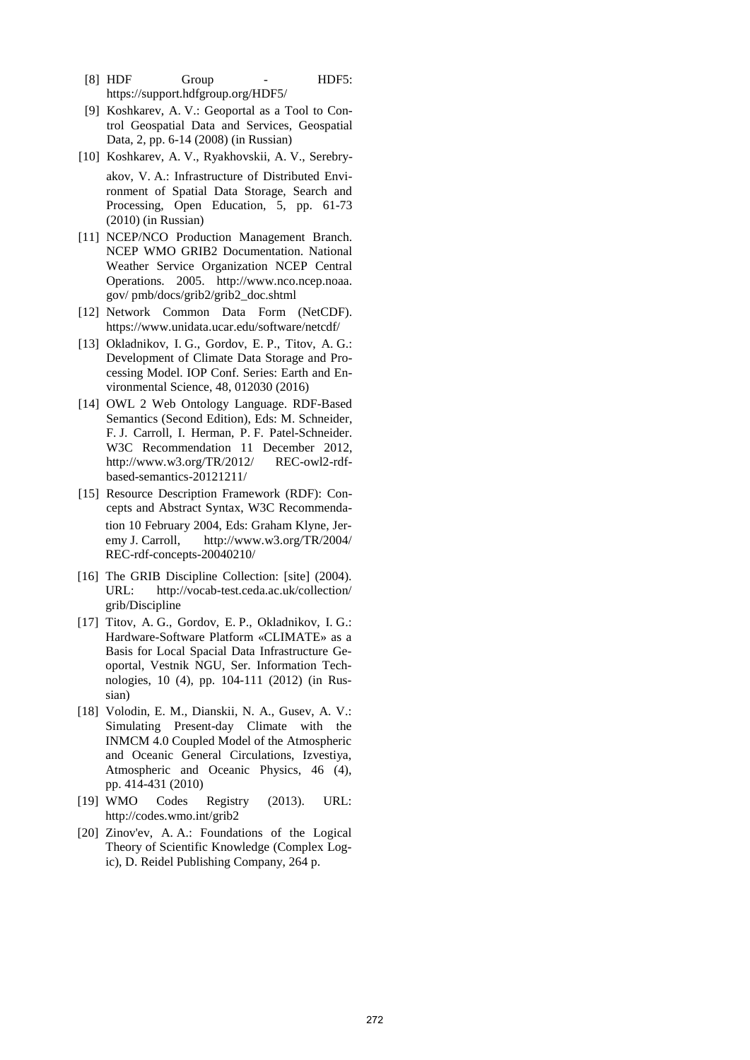[8] HDF Group - HDF5: https://support.hdfgroup.org/HDF5/

[9] Koshkarev, A. V.: Geoportal as a Tool to Control Geospatial Data and Services, Geospatial Data, 2, pp. 6-14 (2008) (in Russian)

[10] Koshkarev, A. V., Ryakhovskii, A. V., Serebryakov, V. A.: Infrastructure of Distributed Environment of Spatial Data Storage, Search and Processing, Open Education, 5, pp. 61-73 (2010) (in Russian)

[11] NCEP/NCO Production Management Branch. NCEP WMO GRIB2 Documentation. National Weather Service Organization NCEP Central Operations. 2005. http://www.nco.ncep.noaa.gov/ pmb/docs/grib2/grib2_doc.shtml

[12] Network Common Data Form (NetCDF). https://www.unidata.ucar.edu/software/netcdf/

[13] Okladnikov, I. G., Gordov, E. P., Titov, A. G.: Development of Climate Data Storage and Processing Model. IOP Conf. Series: Earth and Environmental Science, 48, 012030 (2016)

[14] OWL 2 Web Ontology Language. RDF-Based Semantics (Second Edition), Eds: M. Schneider, F. J. Carroll, I. Herman, P. F. Patel-Schneider. W3C Recommendation 11 December 2012, http://www.w3.org/TR/2012/ REC-owl2-rdf-based-semantics-20121211/

[15] Resource Description Framework (RDF): Concepts and Abstract Syntax, W3C Recommendation 10 February 2004, Eds: Graham Klyne, Jeremy J. Carroll, http://www.w3.org/TR/2004/ REC-rdf-concepts-20040210/

[16] The GRIB Discipline Collection: [site] (2004). URL: http://vocab-test.ceda.ac.uk/collection/ grib/Discipline

[17] Titov, A. G., Gordov, E. P., Okladnikov, I. G.: Hardware-Software Platform «CLIMATE» as a Basis for Local Spacial Data Infrastructure Geoportal, Vestnik NGU, Ser. Information Technologies, 10 (4), pp. 104-111 (2012) (in Russian)

[18] Volodin, E. M., Dianskii, N. A., Gusev, A. V.: Simulating Present-day Climate with the INMCM 4.0 Coupled Model of the Atmospheric and Oceanic General Circulations, Izvestiya, Atmospheric and Oceanic Physics, 46 (4), pp. 414-431 (2010)

[19] WMO Codes Registry (2013). URL: http://codes.wmo.int/grib2

[20] Zinov'ev, A. A.: Foundations of the Logical Theory of Scientific Knowledge (Complex Logic), D. Reidel Publishing Company, 264 p.